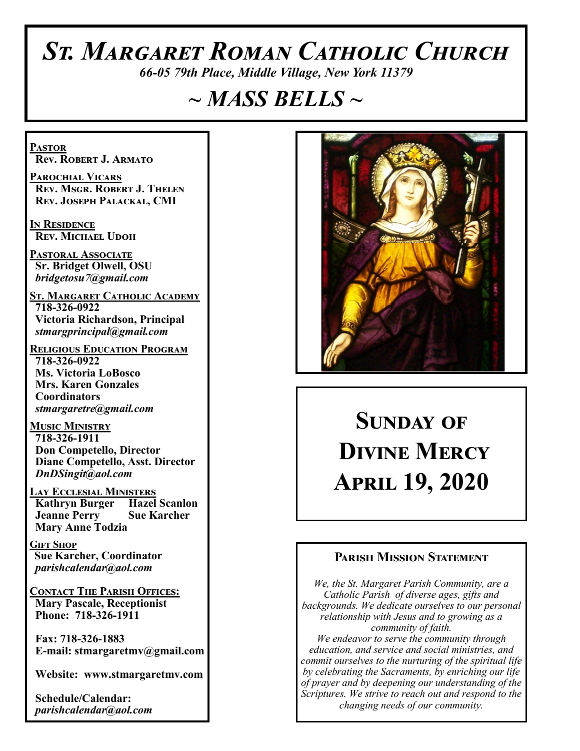# *St. Margaret Roman Catholic Church*

*66-05 79th Place, Middle Village, New York 11379*

## *~ MASS BELLS ~*

**Pastor**
**Rev. Robert J. Armato**

**Parochial Vicars**
**Rev. Msgr. Robert J. Thelen**
**Rev. Joseph Palackal, CMI**

**In Residence**
**Rev. Michael Udoh**

**Pastoral Associate**
**Sr. Bridget Olwell, OSU**
***bridgetosu7@gmail.com***

**St. Margaret Catholic Academy**
**718-326-0922**
**Victoria Richardson, Principal**
***stmargprincipal@gmail.com***

**Religious Education Program**
**718-326-0922**
**Ms. Victoria LoBosco**
**Mrs. Karen Gonzales**
**Coordinators**
***stmargaretre@gmail.com***

**Music Ministry**
**718-326-1911**
**Don Competello, Director**
**Diane Competello, Asst. Director**
***DnDSingit@aol.com***

**Lay Ecclesial Ministers**
**Kathryn Burger**
**Hazel Scanlon**
**Jeanne Perry**
**Sue Karcher**
**Mary Anne Todzia**

**Gift Shop**
**Sue Karcher, Coordinator**
***parishcalendar@aol.com***

**Contact The Parish Offices:**
**Mary Pascale, Receptionist**
**Phone: 718-326-1911**

**Fax: 718-326-1883**
**E-mail: stmargaretmv@gmail.com**

**Website: www.stmargaretmv.com**

**Schedule/Calendar:**
***parishcalendar@aol.com***

# Sunday of Divine Mercy April 19, 2020

### Parish Mission Statement

*We, the St. Margaret Parish Community, are a Catholic Parish of diverse ages, gifts and backgrounds. We dedicate ourselves to our personal relationship with Jesus and to growing as a community of faith.*
*We endeavor to serve the community through education, and service and social ministries, and commit ourselves to the nurturing of the spiritual life by celebrating the Sacraments, by enriching our life of prayer and by deepening our understanding of the Scriptures. We strive to reach out and respond to the changing needs of our community.*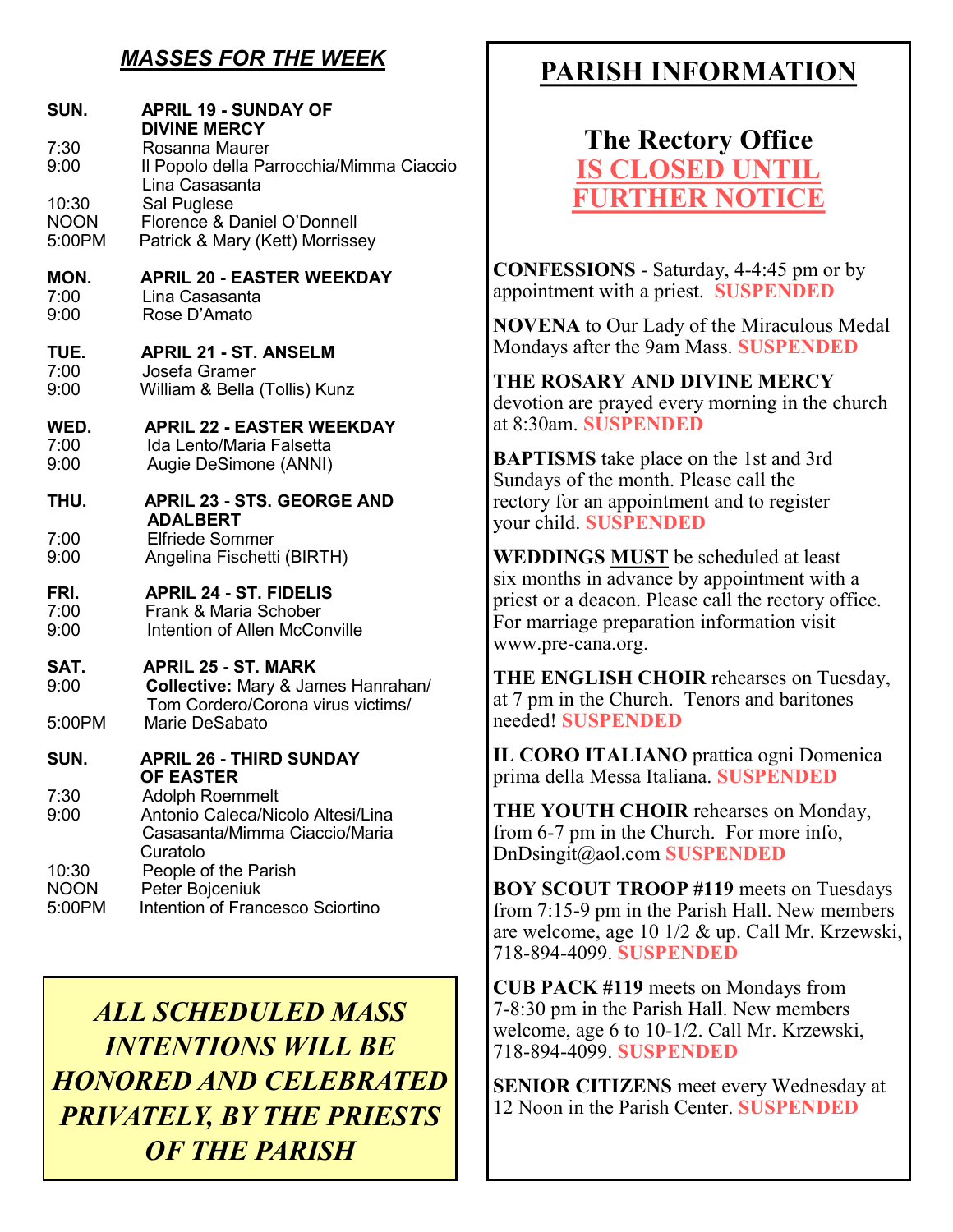## *MASSES FOR THE WEEK*

**SUN. APRIL 19 - SUNDAY OF DIVINE MERCY**

- 7:30 Rosanna Maurer
- 9:00 Il Popolo della Parrocchia/Mimma Ciaccio Lina Casasanta
- 10:30 Sal Puglese
- NOON Florence & Daniel O'Donnell
- 5:00PM Patrick & Mary (Kett) Morrissey

**MON. APRIL 20 - EASTER WEEKDAY**

- 7:00 Lina Casasanta
- 9:00 Rose D'Amato

**TUE. APRIL 21 - ST. ANSELM**

- 7:00 Josefa Gramer
- 9:00 William & Bella (Tollis) Kunz

**WED. APRIL 22 - EASTER WEEKDAY**

- 7:00 Ida Lento/Maria Falsetta
- 9:00 Augie DeSimone (ANNI)

**THU. APRIL 23 - STS. GEORGE AND ADALBERT**

- 7:00 Elfriede Sommer
- 9:00 Angelina Fischetti (BIRTH)

**FRI. APRIL 24 - ST. FIDELIS**

- 7:00 Frank & Maria Schober
- 9:00 Intention of Allen McConville

**SAT. APRIL 25 - ST. MARK**

- 9:00 **Collective:** Mary & James Hanrahan/ Tom Cordero/Corona virus victims/
- 5:00PM Marie DeSabato

**SUN. APRIL 26 - THIRD SUNDAY OF EASTER**

- 7:30 Adolph Roemmelt
- 9:00 Antonio Caleca/Nicolo Altesi/Lina Casasanta/Mimma Ciaccio/Maria Curatolo
- 10:30 People of the Parish
- NOON Peter Bojceniuk
- 5:00PM Intention of Francesco Sciortino

***ALL SCHEDULED MASS INTENTIONS WILL BE HONORED AND CELEBRATED PRIVATELY, BY THE PRIESTS OF THE PARISH***

# PARISH INFORMATION

## The Rectory Office IS CLOSED UNTIL FURTHER NOTICE

**CONFESSIONS** - Saturday, 4-4:45 pm or by appointment with a priest. **SUSPENDED**

**NOVENA** to Our Lady of the Miraculous Medal Mondays after the 9am Mass. **SUSPENDED**

**THE ROSARY AND DIVINE MERCY** devotion are prayed every morning in the church at 8:30am. **SUSPENDED**

**BAPTISMS** take place on the 1st and 3rd Sundays of the month. Please call the rectory for an appointment and to register your child. **SUSPENDED**

**WEDDINGS MUST** be scheduled at least six months in advance by appointment with a priest or a deacon. Please call the rectory office. For marriage preparation information visit www.pre-cana.org.

**THE ENGLISH CHOIR** rehearses on Tuesday, at 7 pm in the Church. Tenors and baritones needed! **SUSPENDED**

**IL CORO ITALIANO** prattica ogni Domenica prima della Messa Italiana. **SUSPENDED**

**THE YOUTH CHOIR** rehearses on Monday, from 6-7 pm in the Church. For more info, DnDsingit@aol.com **SUSPENDED**

**BOY SCOUT TROOP #119** meets on Tuesdays from 7:15-9 pm in the Parish Hall. New members are welcome, age 10 1/2 & up. Call Mr. Krzewski, 718-894-4099. **SUSPENDED**

**CUB PACK #119** meets on Mondays from 7-8:30 pm in the Parish Hall. New members welcome, age 6 to 10-1/2. Call Mr. Krzewski, 718-894-4099. **SUSPENDED**

**SENIOR CITIZENS** meet every Wednesday at 12 Noon in the Parish Center. **SUSPENDED**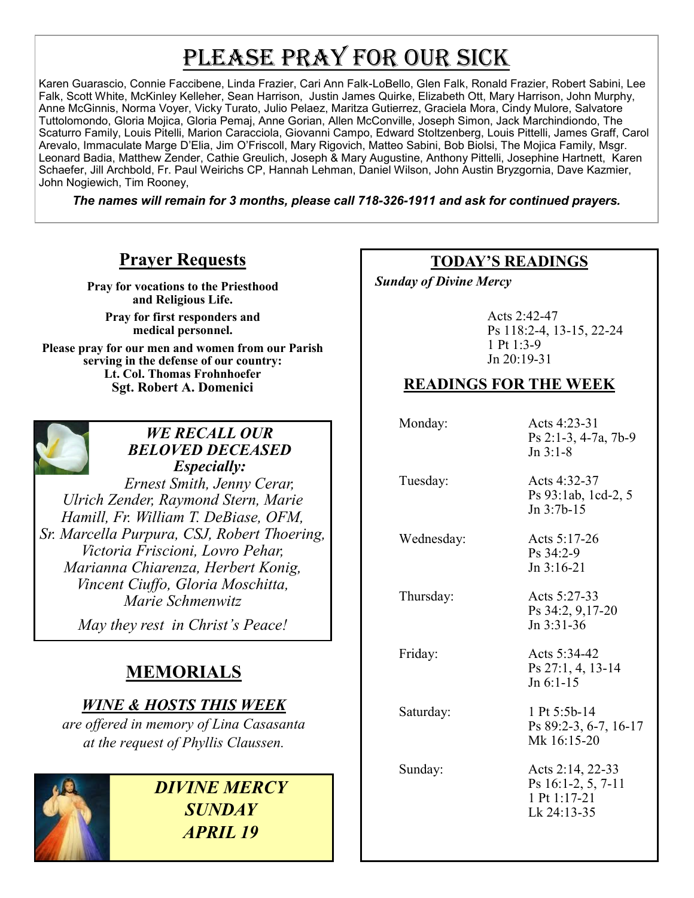# Please Pray for Our Sick

Karen Guarascio, Connie Faccibene, Linda Frazier, Cari Ann Falk-LoBello, Glen Falk, Ronald Frazier, Robert Sabini, Lee Falk, Scott White, McKinley Kelleher, Sean Harrison, Justin James Quirke, Elizabeth Ott, Mary Harrison, John Murphy, Anne McGinnis, Norma Voyer, Vicky Turato, Julio Pelaez, Maritza Gutierrez, Graciela Mora, Cindy Mulore, Salvatore Tuttolomondo, Gloria Mojica, Gloria Pemaj, Anne Gorian, Allen McConville, Joseph Simon, Jack Marchindiondo, The Scaturro Family, Louis Pitelli, Marion Caracciola, Giovanni Campo, Edward Stoltzenberg, Louis Pittelli, James Graff, Carol Arevalo, Immaculate Marge D'Elia, Jim O'Friscoll, Mary Rigovich, Matteo Sabini, Bob Biolsi, The Mojica Family, Msgr. Leonard Badia, Matthew Zender, Cathie Greulich, Joseph & Mary Augustine, Anthony Pittelli, Josephine Hartnett, Karen Schaefer, Jill Archbold, Fr. Paul Weirichs CP, Hannah Lehman, Daniel Wilson, John Austin Bryzgornia, Dave Kazmier, John Nogiewich, Tim Rooney,

***The names will remain for 3 months, please call 718-326-1911 and ask for continued prayers.***

## Prayer Requests

**Pray for vocations to the Priesthood and Religious Life.**

**Pray for first responders and medical personnel.**

**Please pray for our men and women from our Parish serving in the defense of our country:**
**Lt. Col. Thomas Frohnhoefer**
**Sgt. Robert A. Domenici**

***WE RECALL OUR BELOVED DECEASED***
***Especially:***

*Ernest Smith, Jenny Cerar, Ulrich Zender, Raymond Stern, Marie Hamill, Fr. William T. DeBiase, OFM, Sr. Marcella Purpura, CSJ, Robert Thoering, Victoria Friscioni, Lovro Pehar, Marianna Chiarenza, Herbert Konig, Vincent Ciuffo, Gloria Moschitta, Marie Schmenwitz*

*May they rest in Christ's Peace!*

## MEMORIALS

***WINE & HOSTS THIS WEEK***

*are offered in memory of Lina Casasanta at the request of Phyllis Claussen.*

***DIVINE MERCY SUNDAY***
***APRIL 19***

## TODAY'S READINGS

*Sunday of Divine Mercy*

Acts 2:42-47
Ps 118:2-4, 13-15, 22-24
1 Pt 1:3-9
Jn 20:19-31

## READINGS FOR THE WEEK

| Day | Readings |
|---|---|
| Monday: | Acts 4:23-31<br>Ps 2:1-3, 4-7a, 7b-9<br>Jn 3:1-8 |
| Tuesday: | Acts 4:32-37<br>Ps 93:1ab, 1cd-2, 5<br>Jn 3:7b-15 |
| Wednesday: | Acts 5:17-26<br>Ps 34:2-9<br>Jn 3:16-21 |
| Thursday: | Acts 5:27-33<br>Ps 34:2, 9,17-20<br>Jn 3:31-36 |
| Friday: | Acts 5:34-42<br>Ps 27:1, 4, 13-14<br>Jn 6:1-15 |
| Saturday: | 1 Pt 5:5b-14<br>Ps 89:2-3, 6-7, 16-17<br>Mk 16:15-20 |
| Sunday: | Acts 2:14, 22-33<br>Ps 16:1-2, 5, 7-11<br>1 Pt 1:17-21<br>Lk 24:13-35 |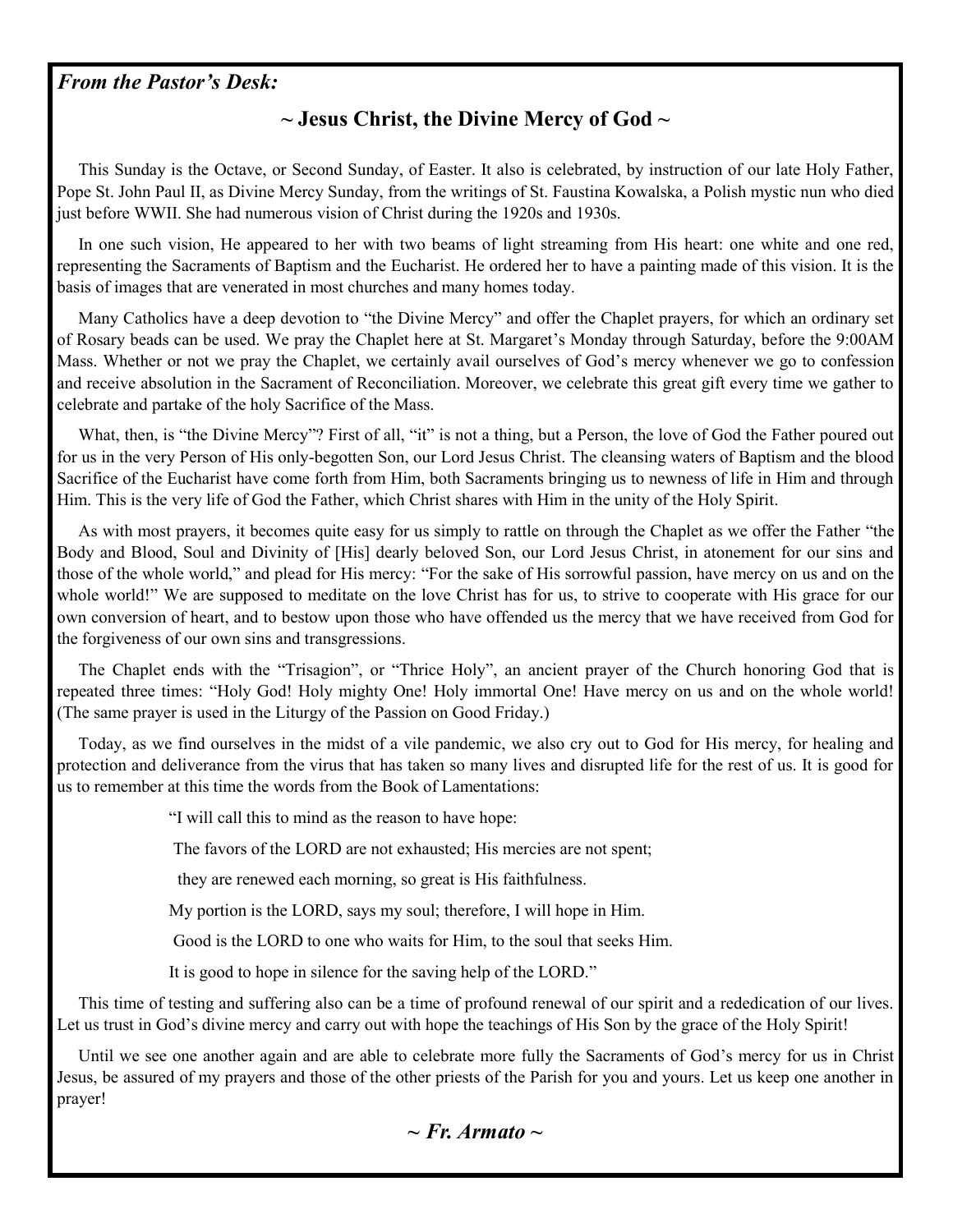*From the Pastor's Desk:*

## ~ Jesus Christ, the Divine Mercy of God ~

This Sunday is the Octave, or Second Sunday, of Easter. It also is celebrated, by instruction of our late Holy Father, Pope St. John Paul II, as Divine Mercy Sunday, from the writings of St. Faustina Kowalska, a Polish mystic nun who died just before WWII. She had numerous vision of Christ during the 1920s and 1930s.

In one such vision, He appeared to her with two beams of light streaming from His heart: one white and one red, representing the Sacraments of Baptism and the Eucharist. He ordered her to have a painting made of this vision. It is the basis of images that are venerated in most churches and many homes today.

Many Catholics have a deep devotion to "the Divine Mercy" and offer the Chaplet prayers, for which an ordinary set of Rosary beads can be used. We pray the Chaplet here at St. Margaret's Monday through Saturday, before the 9:00AM Mass. Whether or not we pray the Chaplet, we certainly avail ourselves of God's mercy whenever we go to confession and receive absolution in the Sacrament of Reconciliation. Moreover, we celebrate this great gift every time we gather to celebrate and partake of the holy Sacrifice of the Mass.

What, then, is "the Divine Mercy"? First of all, "it" is not a thing, but a Person, the love of God the Father poured out for us in the very Person of His only-begotten Son, our Lord Jesus Christ. The cleansing waters of Baptism and the blood Sacrifice of the Eucharist have come forth from Him, both Sacraments bringing us to newness of life in Him and through Him. This is the very life of God the Father, which Christ shares with Him in the unity of the Holy Spirit.

As with most prayers, it becomes quite easy for us simply to rattle on through the Chaplet as we offer the Father "the Body and Blood, Soul and Divinity of [His] dearly beloved Son, our Lord Jesus Christ, in atonement for our sins and those of the whole world," and plead for His mercy: "For the sake of His sorrowful passion, have mercy on us and on the whole world!" We are supposed to meditate on the love Christ has for us, to strive to cooperate with His grace for our own conversion of heart, and to bestow upon those who have offended us the mercy that we have received from God for the forgiveness of our own sins and transgressions.

The Chaplet ends with the "Trisagion", or "Thrice Holy", an ancient prayer of the Church honoring God that is repeated three times: "Holy God! Holy mighty One! Holy immortal One! Have mercy on us and on the whole world! (The same prayer is used in the Liturgy of the Passion on Good Friday.)

Today, as we find ourselves in the midst of a vile pandemic, we also cry out to God for His mercy, for healing and protection and deliverance from the virus that has taken so many lives and disrupted life for the rest of us. It is good for us to remember at this time the words from the Book of Lamentations:

> "I will call this to mind as the reason to have hope:
>
> The favors of the LORD are not exhausted; His mercies are not spent;
>
> they are renewed each morning, so great is His faithfulness.
>
> My portion is the LORD, says my soul; therefore, I will hope in Him.
>
> Good is the LORD to one who waits for Him, to the soul that seeks Him.
>
> It is good to hope in silence for the saving help of the LORD."

This time of testing and suffering also can be a time of profound renewal of our spirit and a rededication of our lives. Let us trust in God's divine mercy and carry out with hope the teachings of His Son by the grace of the Holy Spirit!

Until we see one another again and are able to celebrate more fully the Sacraments of God's mercy for us in Christ Jesus, be assured of my prayers and those of the other priests of the Parish for you and yours. Let us keep one another in prayer!

***~ Fr. Armato ~***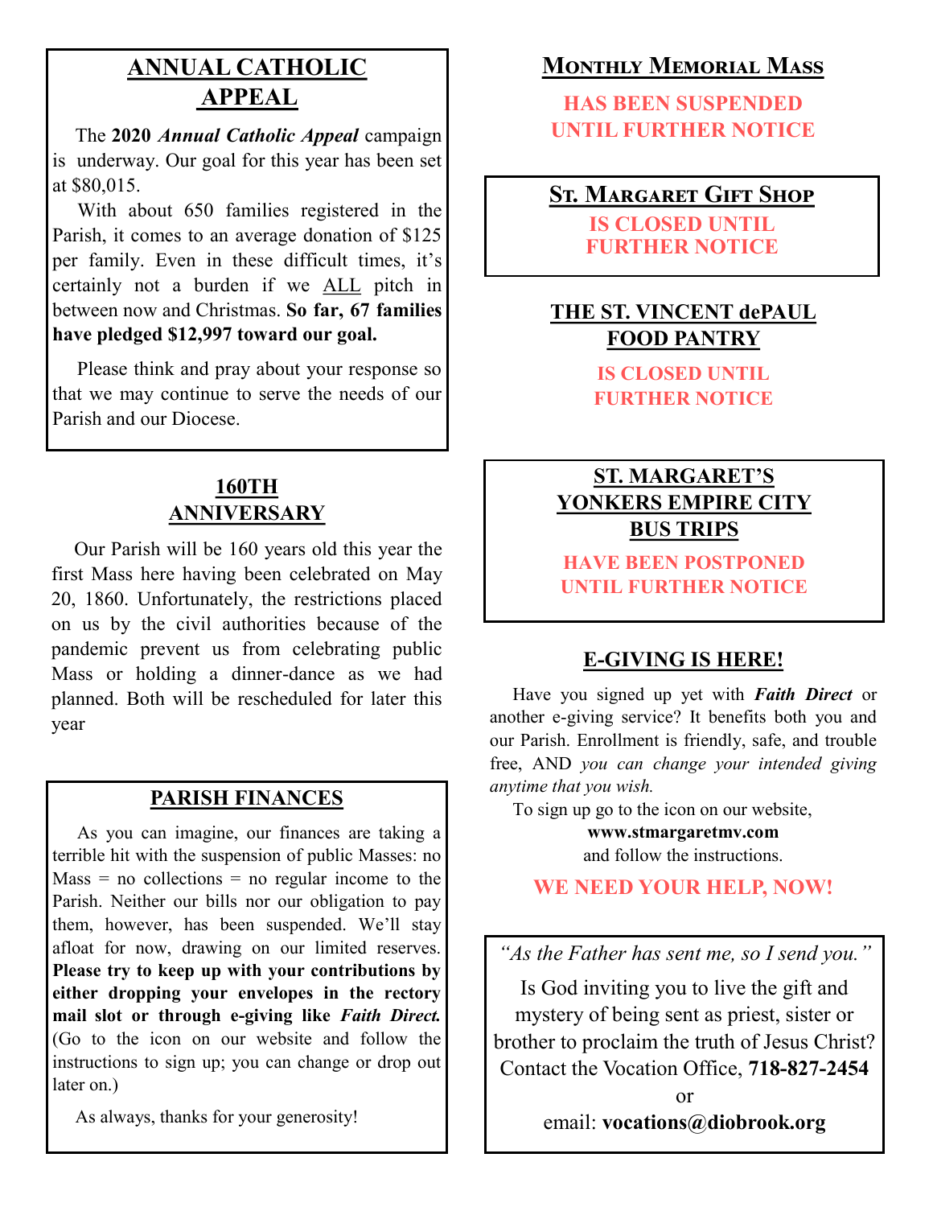## ANNUAL CATHOLIC APPEAL

The **2020** ***Annual Catholic Appeal*** campaign is underway. Our goal for this year has been set at $80,015.

With about 650 families registered in the Parish, it comes to an average donation of $125 per family. Even in these difficult times, it's certainly not a burden if we ALL pitch in between now and Christmas. **So far, 67 families have pledged $12,997 toward our goal.**

Please think and pray about your response so that we may continue to serve the needs of our Parish and our Diocese.

## 160TH ANNIVERSARY

Our Parish will be 160 years old this year the first Mass here having been celebrated on May 20, 1860. Unfortunately, the restrictions placed on us by the civil authorities because of the pandemic prevent us from celebrating public Mass or holding a dinner-dance as we had planned. Both will be rescheduled for later this year

## PARISH FINANCES

As you can imagine, our finances are taking a terrible hit with the suspension of public Masses: no Mass = no collections = no regular income to the Parish. Neither our bills nor our obligation to pay them, however, has been suspended. We'll stay afloat for now, drawing on our limited reserves. **Please try to keep up with your contributions by either dropping your envelopes in the rectory mail slot or through e-giving like *Faith Direct*.** (Go to the icon on our website and follow the instructions to sign up; you can change or drop out later on.)

As always, thanks for your generosity!

## MONTHLY MEMORIAL MASS

**HAS BEEN SUSPENDED UNTIL FURTHER NOTICE**

## ST. MARGARET GIFT SHOP

**IS CLOSED UNTIL FURTHER NOTICE**

## THE ST. VINCENT dePAUL FOOD PANTRY

**IS CLOSED UNTIL FURTHER NOTICE**

## ST. MARGARET'S YONKERS EMPIRE CITY BUS TRIPS

**HAVE BEEN POSTPONED UNTIL FURTHER NOTICE**

## E-GIVING IS HERE!

Have you signed up yet with ***Faith Direct*** or another e-giving service? It benefits both you and our Parish. Enrollment is friendly, safe, and trouble free, AND *you can change your intended giving anytime that you wish.*

To sign up go to the icon on our website,
**www.stmargaretmv.com**
and follow the instructions.

**WE NEED YOUR HELP, NOW!**

*"As the Father has sent me, so I send you."*

Is God inviting you to live the gift and mystery of being sent as priest, sister or brother to proclaim the truth of Jesus Christ? Contact the Vocation Office, **718-827-2454**

or

email: **vocations@diobrook.org**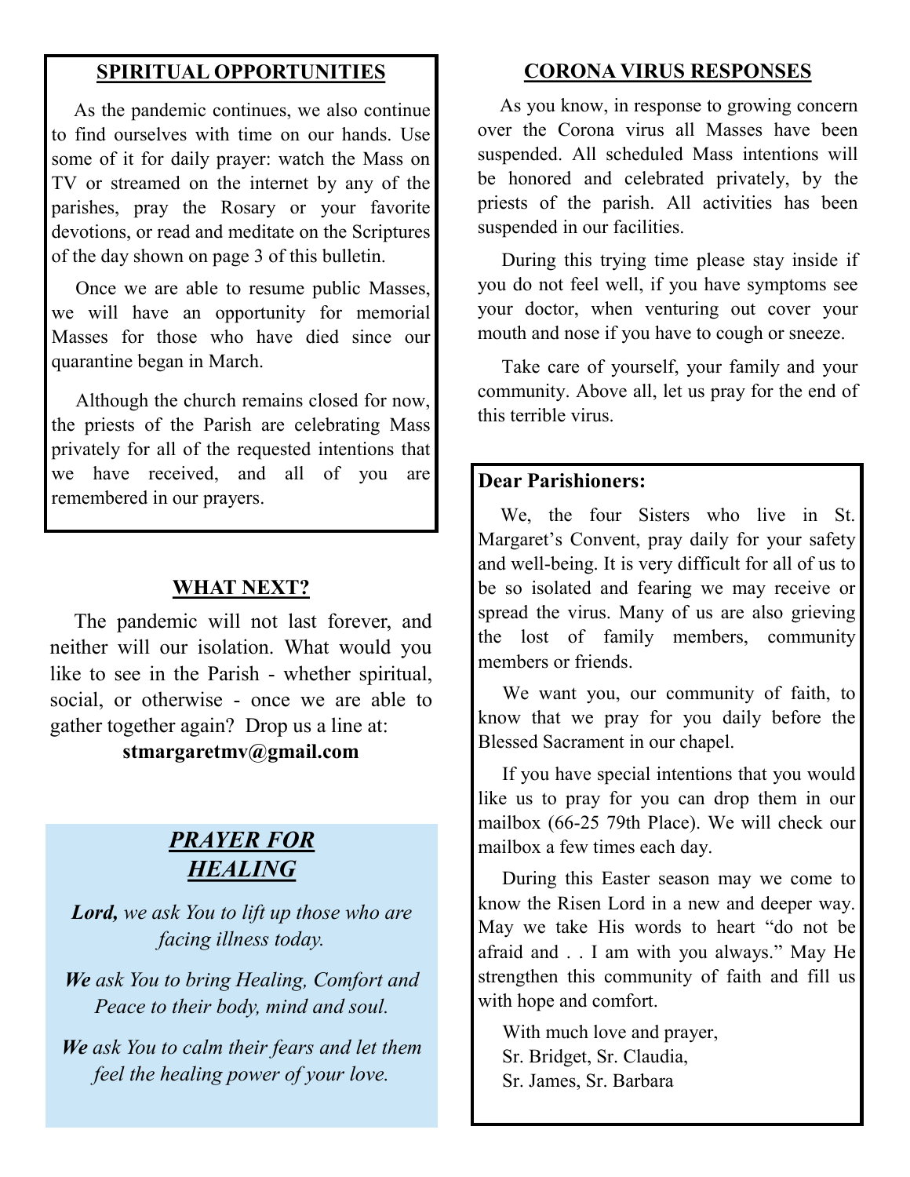## SPIRITUAL OPPORTUNITIES

As the pandemic continues, we also continue to find ourselves with time on our hands. Use some of it for daily prayer: watch the Mass on TV or streamed on the internet by any of the parishes, pray the Rosary or your favorite devotions, or read and meditate on the Scriptures of the day shown on page 3 of this bulletin.

Once we are able to resume public Masses, we will have an opportunity for memorial Masses for those who have died since our quarantine began in March.

Although the church remains closed for now, the priests of the Parish are celebrating Mass privately for all of the requested intentions that we have received, and all of you are remembered in our prayers.

## WHAT NEXT?

The pandemic will not last forever, and neither will our isolation. What would you like to see in the Parish - whether spiritual, social, or otherwise - once we are able to gather together again? Drop us a line at:

**stmargaretmv@gmail.com**

## *PRAYER FOR HEALING*

***Lord,*** *we ask You to lift up those who are facing illness today.*

***We*** *ask You to bring Healing, Comfort and Peace to their body, mind and soul.*

***We*** *ask You to calm their fears and let them feel the healing power of your love.*

## CORONA VIRUS RESPONSES

As you know, in response to growing concern over the Corona virus all Masses have been suspended. All scheduled Mass intentions will be honored and celebrated privately, by the priests of the parish. All activities has been suspended in our facilities.

During this trying time please stay inside if you do not feel well, if you have symptoms see your doctor, when venturing out cover your mouth and nose if you have to cough or sneeze.

Take care of yourself, your family and your community. Above all, let us pray for the end of this terrible virus.

**Dear Parishioners:**

We, the four Sisters who live in St. Margaret's Convent, pray daily for your safety and well-being. It is very difficult for all of us to be so isolated and fearing we may receive or spread the virus. Many of us are also grieving the lost of family members, community members or friends.

We want you, our community of faith, to know that we pray for you daily before the Blessed Sacrament in our chapel.

If you have special intentions that you would like us to pray for you can drop them in our mailbox (66-25 79th Place). We will check our mailbox a few times each day.

During this Easter season may we come to know the Risen Lord in a new and deeper way. May we take His words to heart "do not be afraid and . . I am with you always." May He strengthen this community of faith and fill us with hope and comfort.

With much love and prayer,
Sr. Bridget, Sr. Claudia,
Sr. James, Sr. Barbara